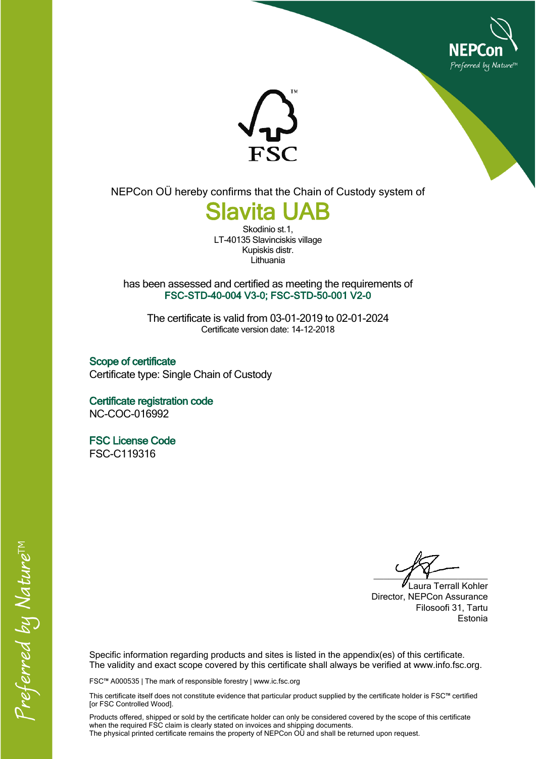NEPCon OÜ hereby confirms that the Chain of Custody system of

# Slavita UAB

Skodinio st.1,
LT-40135 Slavinciskis village
Kupiskis distr.
Lithuania

has been assessed and certified as meeting the requirements of
**FSC-STD-40-004 V3-0; FSC-STD-50-001 V2-0**

The certificate is valid from 03-01-2019 to 02-01-2024
Certificate version date: 14-12-2018

## Scope of certificate

Certificate type: Single Chain of Custody

## Certificate registration code

NC-COC-016992

## FSC License Code

FSC-C119316

Laura Terrall Kohler
Director, NEPCon Assurance
Filosoofi 31, Tartu
Estonia

Specific information regarding products and sites is listed in the appendix(es) of this certificate.
The validity and exact scope covered by this certificate shall always be verified at www.info.fsc.org.

FSC™ A000535 | The mark of responsible forestry | www.ic.fsc.org

This certificate itself does not constitute evidence that particular product supplied by the certificate holder is FSC™ certified [or FSC Controlled Wood].

Products offered, shipped or sold by the certificate holder can only be considered covered by the scope of this certificate when the required FSC claim is clearly stated on invoices and shipping documents.
The physical printed certificate remains the property of NEPCon OÜ and shall be returned upon request.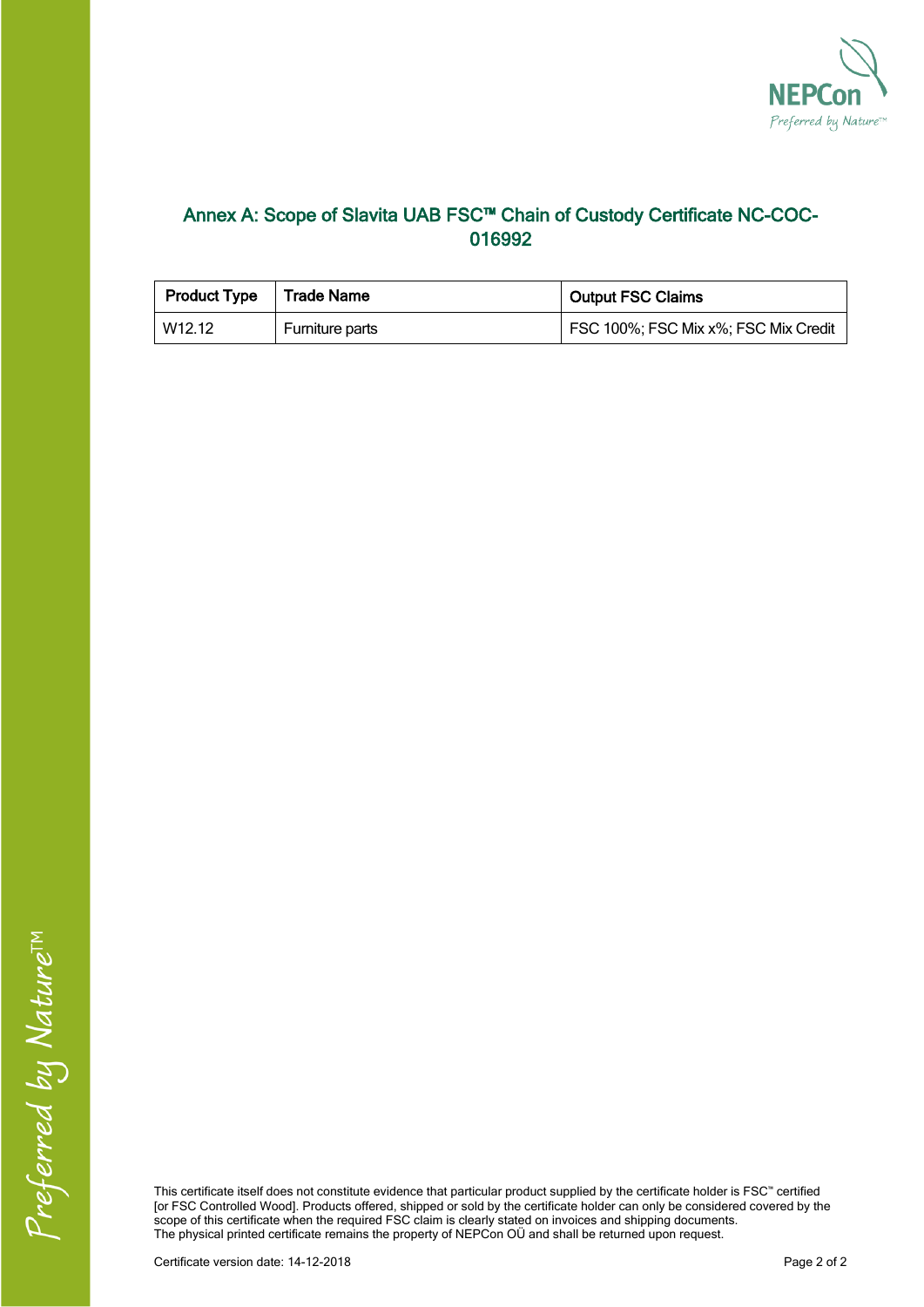## Annex A: Scope of Slavita UAB FSC™ Chain of Custody Certificate NC-COC-016992

| Product Type | Trade Name | Output FSC Claims |
|---|---|---|
| W12.12 | Furniture parts | FSC 100%; FSC Mix x%; FSC Mix Credit |

This certificate itself does not constitute evidence that particular product supplied by the certificate holder is FSC™ certified [or FSC Controlled Wood]. Products offered, shipped or sold by the certificate holder can only be considered covered by the scope of this certificate when the required FSC claim is clearly stated on invoices and shipping documents.
The physical printed certificate remains the property of NEPCon OÜ and shall be returned upon request.

Certificate version date: 14-12-2018